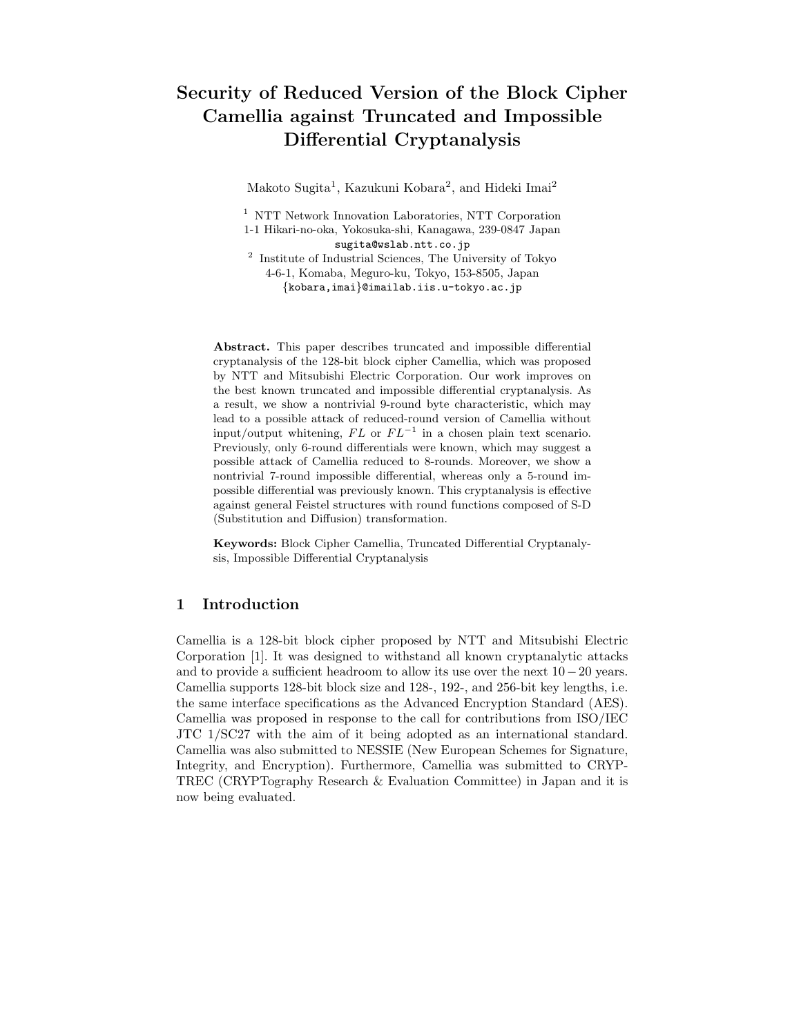# Security of Reduced Version of the Block Cipher Camellia against Truncated and Impossible Differential Cryptanalysis

Makoto Sugita[1], Kazukuni Kobara[2], and Hideki Imai[2]

[1] NTT Network Innovation Laboratories, NTT Corporation
1-1 Hikari-no-oka, Yokosuka-shi, Kanagawa, 239-0847 Japan
sugita@wslab.ntt.co.jp

[2] Institute of Industrial Sciences, The University of Tokyo
4-6-1, Komaba, Meguro-ku, Tokyo, 153-8505, Japan
{kobara,imai}@imailab.iis.u-tokyo.ac.jp

**Abstract.** This paper describes truncated and impossible differential cryptanalysis of the 128-bit block cipher Camellia, which was proposed by NTT and Mitsubishi Electric Corporation. Our work improves on the best known truncated and impossible differential cryptanalysis. As a result, we show a nontrivial 9-round byte characteristic, which may lead to a possible attack of reduced-round version of Camellia without input/output whitening, $FL$ or $FL^{-1}$ in a chosen plain text scenario. Previously, only 6-round differentials were known, which may suggest a possible attack of Camellia reduced to 8-rounds. Moreover, we show a nontrivial 7-round impossible differential, whereas only a 5-round impossible differential was previously known. This cryptanalysis is effective against general Feistel structures with round functions composed of S-D (Substitution and Diffusion) transformation.

**Keywords:** Block Cipher Camellia, Truncated Differential Cryptanalysis, Impossible Differential Cryptanalysis

## 1 Introduction

Camellia is a 128-bit block cipher proposed by NTT and Mitsubishi Electric Corporation [1]. It was designed to withstand all known cryptanalytic attacks and to provide a sufficient headroom to allow its use over the next $10-20$ years. Camellia supports 128-bit block size and 128-, 192-, and 256-bit key lengths, i.e. the same interface specifications as the Advanced Encryption Standard (AES). Camellia was proposed in response to the call for contributions from ISO/IEC JTC 1/SC27 with the aim of it being adopted as an international standard. Camellia was also submitted to NESSIE (New European Schemes for Signature, Integrity, and Encryption). Furthermore, Camellia was submitted to CRYPTREC (CRYPTography Research & Evaluation Committee) in Japan and it is now being evaluated.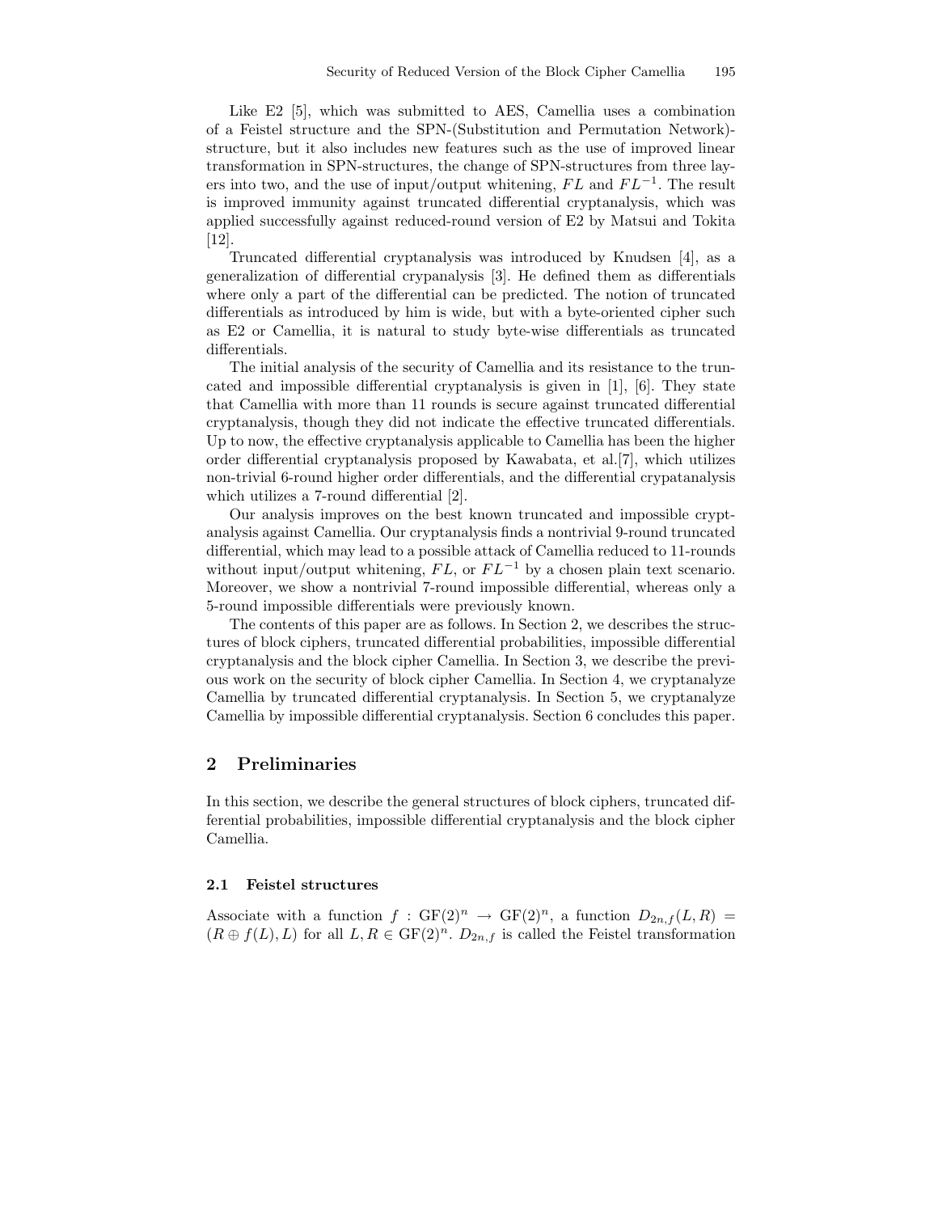Like E2 [5], which was submitted to AES, Camellia uses a combination of a Feistel structure and the SPN-(Substitution and Permutation Network)-structure, but it also includes new features such as the use of improved linear transformation in SPN-structures, the change of SPN-structures from three layers into two, and the use of input/output whitening, $FL$ and $FL^{-1}$. The result is improved immunity against truncated differential cryptanalysis, which was applied successfully against reduced-round version of E2 by Matsui and Tokita [12].

Truncated differential cryptanalysis was introduced by Knudsen [4], as a generalization of differential crypanalysis [3]. He defined them as differentials where only a part of the differential can be predicted. The notion of truncated differentials as introduced by him is wide, but with a byte-oriented cipher such as E2 or Camellia, it is natural to study byte-wise differentials as truncated differentials.

The initial analysis of the security of Camellia and its resistance to the truncated and impossible differential cryptanalysis is given in [1], [6]. They state that Camellia with more than 11 rounds is secure against truncated differential cryptanalysis, though they did not indicate the effective truncated differentials. Up to now, the effective cryptanalysis applicable to Camellia has been the higher order differential cryptanalysis proposed by Kawabata, et al.[7], which utilizes non-trivial 6-round higher order differentials, and the differential crypatanalysis which utilizes a 7-round differential [2].

Our analysis improves on the best known truncated and impossible cryptanalysis against Camellia. Our cryptanalysis finds a nontrivial 9-round truncated differential, which may lead to a possible attack of Camellia reduced to 11-rounds without input/output whitening, $FL$, or $FL^{-1}$ by a chosen plain text scenario. Moreover, we show a nontrivial 7-round impossible differential, whereas only a 5-round impossible differentials were previously known.

The contents of this paper are as follows. In Section 2, we describes the structures of block ciphers, truncated differential probabilities, impossible differential cryptanalysis and the block cipher Camellia. In Section 3, we describe the previous work on the security of block cipher Camellia. In Section 4, we cryptanalyze Camellia by truncated differential cryptanalysis. In Section 5, we cryptanalyze Camellia by impossible differential cryptanalysis. Section 6 concludes this paper.

## 2 Preliminaries

In this section, we describe the general structures of block ciphers, truncated differential probabilities, impossible differential cryptanalysis and the block cipher Camellia.

### 2.1 Feistel structures

Associate with a function $f : \mathrm{GF}(2)^n \rightarrow \mathrm{GF}(2)^n$, a function $D_{2n,f}(L, R) = (R \oplus f(L), L)$ for all $L, R \in \mathrm{GF}(2)^n$. $D_{2n,f}$ is called the Feistel transformation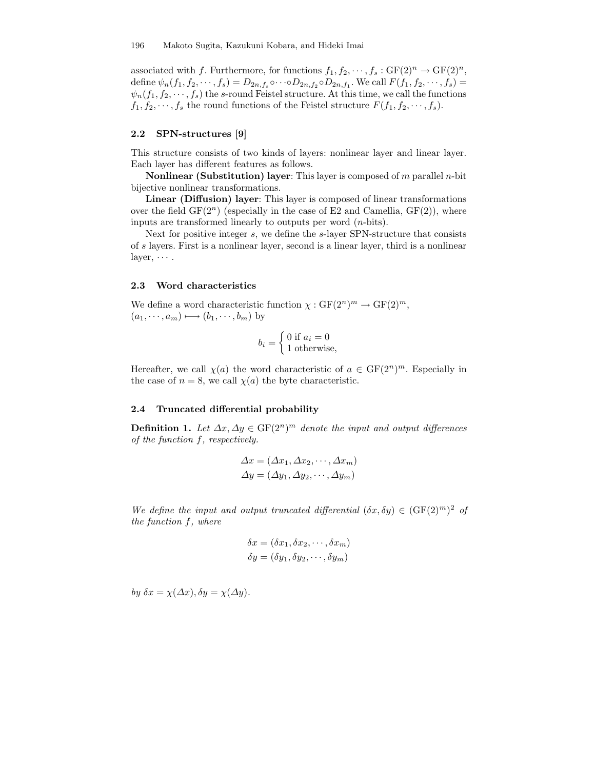associated with $f$. Furthermore, for functions $f_1, f_2, \cdots, f_s : \mathrm{GF}(2)^n \to \mathrm{GF}(2)^n$, define $\psi_n(f_1, f_2, \cdots, f_s) = D_{2n,f_s} \circ \cdots \circ D_{2n,f_2} \circ D_{2n,f_1}$. We call $F(f_1, f_2, \cdots, f_s) = \psi_n(f_1, f_2, \cdots, f_s)$ the $s$-round Feistel structure. At this time, we call the functions $f_1, f_2, \cdots, f_s$ the round functions of the Feistel structure $F(f_1, f_2, \cdots, f_s)$.

### 2.2 SPN-structures [9]

This structure consists of two kinds of layers: nonlinear layer and linear layer. Each layer has different features as follows.

**Nonlinear (Substitution) layer**: This layer is composed of $m$ parallel $n$-bit bijective nonlinear transformations.

**Linear (Diffusion) layer**: This layer is composed of linear transformations over the field $\mathrm{GF}(2^n)$ (especially in the case of E2 and Camellia, $\mathrm{GF}(2)$), where inputs are transformed linearly to outputs per word ($n$-bits).

Next for positive integer $s$, we define the $s$-layer SPN-structure that consists of $s$ layers. First is a nonlinear layer, second is a linear layer, third is a nonlinear layer, $\cdots$.

### 2.3 Word characteristics

We define a word characteristic function $\chi : \mathrm{GF}(2^n)^m \to \mathrm{GF}(2)^m$, $(a_1, \cdots, a_m) \longmapsto (b_1, \cdots, b_m)$ by

$$b_i = \begin{cases} 0 \text{ if } a_i = 0 \\ 1 \text{ otherwise,} \end{cases}$$

Hereafter, we call $\chi(a)$ the word characteristic of $a \in \mathrm{GF}(2^n)^m$. Especially in the case of $n = 8$, we call $\chi(a)$ the byte characteristic.

### 2.4 Truncated differential probability

**Definition 1.** *Let $\Delta x, \Delta y \in \mathrm{GF}(2^n)^m$ denote the input and output differences of the function $f$, respectively.*

$$\Delta x = (\Delta x_1, \Delta x_2, \cdots, \Delta x_m)$$
$$\Delta y = (\Delta y_1, \Delta y_2, \cdots, \Delta y_m)$$

*We define the input and output truncated differential $(\delta x, \delta y) \in (\mathrm{GF}(2)^m)^2$ of the function $f$, where*

$$\delta x = (\delta x_1, \delta x_2, \cdots, \delta x_m)$$
$$\delta y = (\delta y_1, \delta y_2, \cdots, \delta y_m)$$

*by $\delta x = \chi(\Delta x), \delta y = \chi(\Delta y)$.*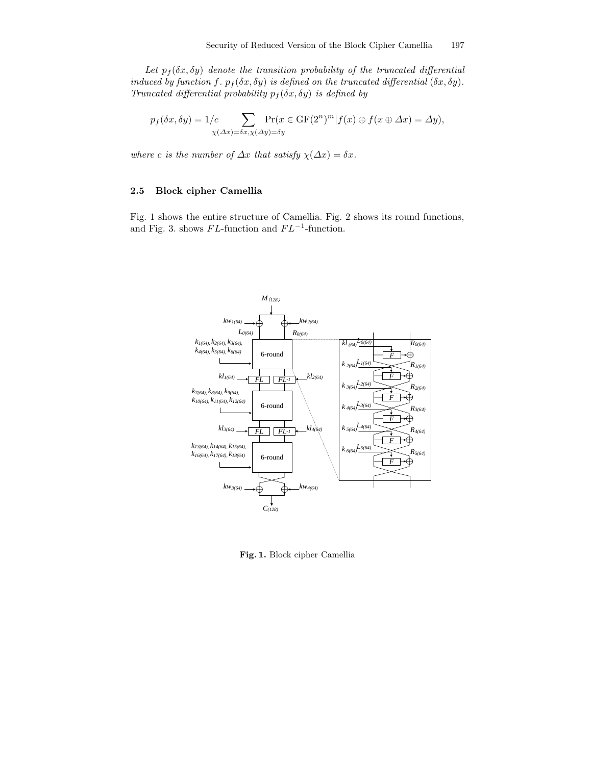*Let $p_f(\delta x, \delta y)$ denote the transition probability of the truncated differential induced by function $f$. $p_f(\delta x, \delta y)$ is defined on the truncated differential $(\delta x, \delta y)$. Truncated differential probability $p_f(\delta x, \delta y)$ is defined by*

$$p_f(\delta x, \delta y) = 1/c \sum_{\chi(\Delta x)=\delta x, \chi(\Delta y)=\delta y} \Pr(x \in \mathrm{GF}(2^n)^m | f(x) \oplus f(x \oplus \Delta x) = \Delta y),$$

*where $c$ is the number of $\Delta x$ that satisfy $\chi(\Delta x) = \delta x$.*

### 2.5 Block cipher Camellia

Fig. 1 shows the entire structure of Camellia. Fig. 2 shows its round functions, and Fig. 3. shows $FL$-function and $FL^{-1}$-function.

**Fig. 1.** Block cipher Camellia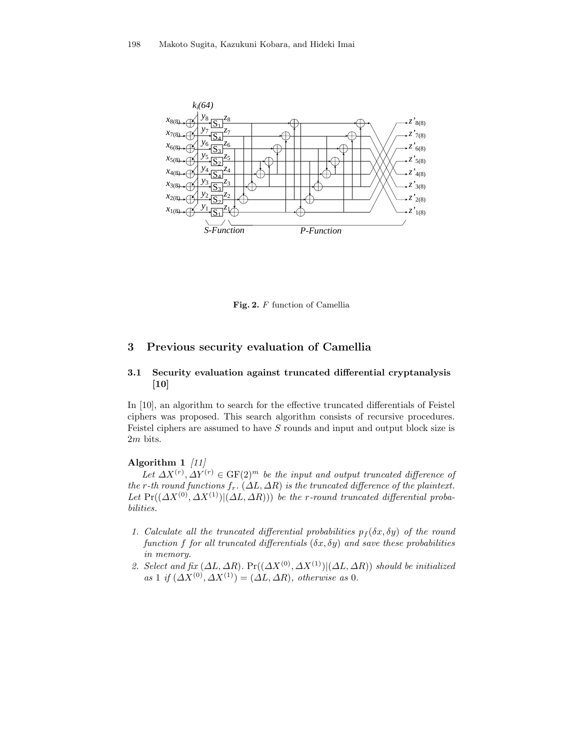**Fig. 2.** $F$ function of Camellia

## 3 Previous security evaluation of Camellia

### 3.1 Security evaluation against truncated differential cryptanalysis [10]

In [10], an algorithm to search for the effective truncated differentials of Feistel ciphers was proposed. This search algorithm consists of recursive procedures. Feistel ciphers are assumed to have $S$ rounds and input and output block size is $2m$ bits.

**Algorithm 1** *[11]*

*Let $\Delta X^{(r)}, \Delta Y^{(r)} \in \mathrm{GF}(2)^m$ be the input and output truncated difference of the $r$-th round functions $f_r$. $(\Delta L, \Delta R)$ is the truncated difference of the plaintext. Let $\Pr((\Delta X^{(0)}, \Delta X^{(1)})|(\Delta L, \Delta R)))$ be the $r$-round truncated differential probabilities.*

1. *Calculate all the truncated differential probabilities $p_f(\delta x, \delta y)$ of the round function $f$ for all truncated differentials $(\delta x, \delta y)$ and save these probabilities in memory.*
2. *Select and fix $(\Delta L, \Delta R)$. $\Pr((\Delta X^{(0)}, \Delta X^{(1)})|(\Delta L, \Delta R))$ should be initialized as 1 if $(\Delta X^{(0)}, \Delta X^{(1)}) = (\Delta L, \Delta R)$, otherwise as 0.*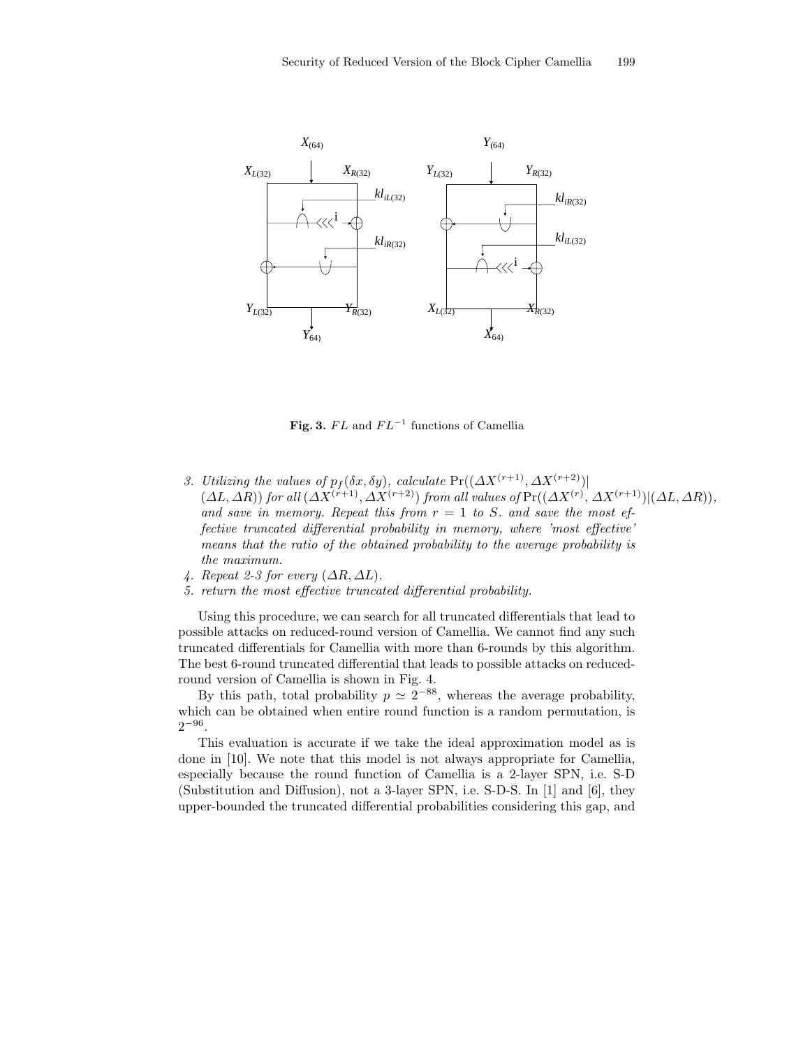**Fig. 3.** $FL$ and $FL^{-1}$ functions of Camellia

3. *Utilizing the values of* $p_f(\delta x, \delta y)$*, calculate* $\Pr((\Delta X^{(r+1)}, \Delta X^{(r+2)})|(\Delta L, \Delta R))$ *for all* $(\Delta X^{(r+1)}, \Delta X^{(r+2)})$ *from all values of* $\Pr((\Delta X^{(r)}, \Delta X^{(r+1)})|(\Delta L, \Delta R))$*, and save in memory. Repeat this from* $r = 1$ *to* $S$*. and save the most effective truncated differential probability in memory, where 'most effective' means that the ratio of the obtained probability to the average probability is the maximum.*
4. *Repeat 2-3 for every* $(\Delta R, \Delta L)$*.*
5. *return the most effective truncated differential probability.*

Using this procedure, we can search for all truncated differentials that lead to possible attacks on reduced-round version of Camellia. We cannot find any such truncated differentials for Camellia with more than 6-rounds by this algorithm. The best 6-round truncated differential that leads to possible attacks on reduced-round version of Camellia is shown in Fig. 4.

By this path, total probability $p \simeq 2^{-88}$, whereas the average probability, which can be obtained when entire round function is a random permutation, is $2^{-96}$.

This evaluation is accurate if we take the ideal approximation model as is done in [10]. We note that this model is not always appropriate for Camellia, especially because the round function of Camellia is a 2-layer SPN, i.e. S-D (Substitution and Diffusion), not a 3-layer SPN, i.e. S-D-S. In [1] and [6], they upper-bounded the truncated differential probabilities considering this gap, and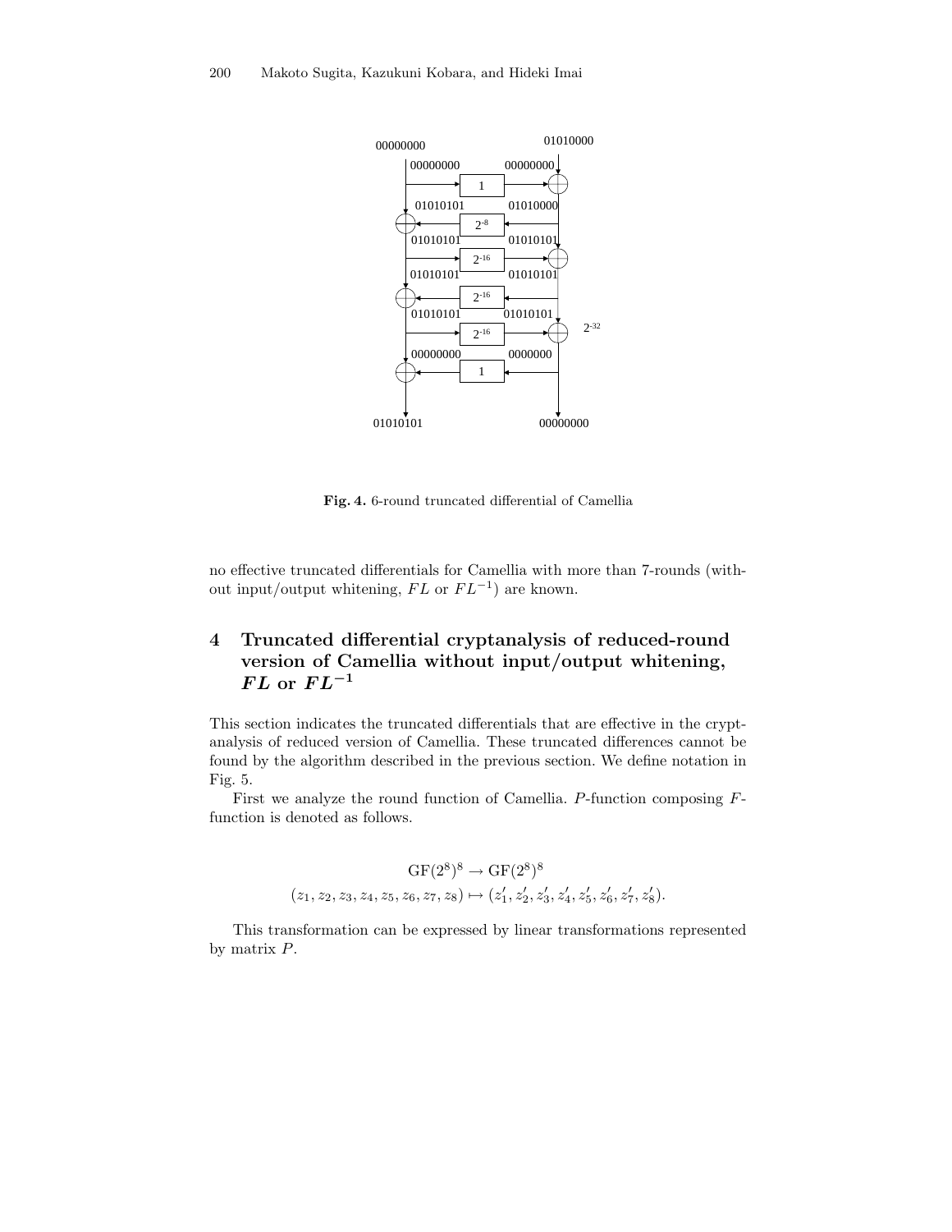Fig. 4. 6-round truncated differential of Camellia

no effective truncated differentials for Camellia with more than 7-rounds (without input/output whitening, $FL$ or $FL^{-1}$) are known.

## 4 Truncated differential cryptanalysis of reduced-round version of Camellia without input/output whitening, $FL$ or $FL^{-1}$

This section indicates the truncated differentials that are effective in the cryptanalysis of reduced version of Camellia. These truncated differences cannot be found by the algorithm described in the previous section. We define notation in Fig. 5.

First we analyze the round function of Camellia. $P$-function composing $F$-function is denoted as follows.

$$\mathrm{GF}(2^8)^8 \rightarrow \mathrm{GF}(2^8)^8$$
$$(z_1, z_2, z_3, z_4, z_5, z_6, z_7, z_8) \mapsto (z_1', z_2', z_3', z_4', z_5', z_6', z_7', z_8').$$

This transformation can be expressed by linear transformations represented by matrix $P$.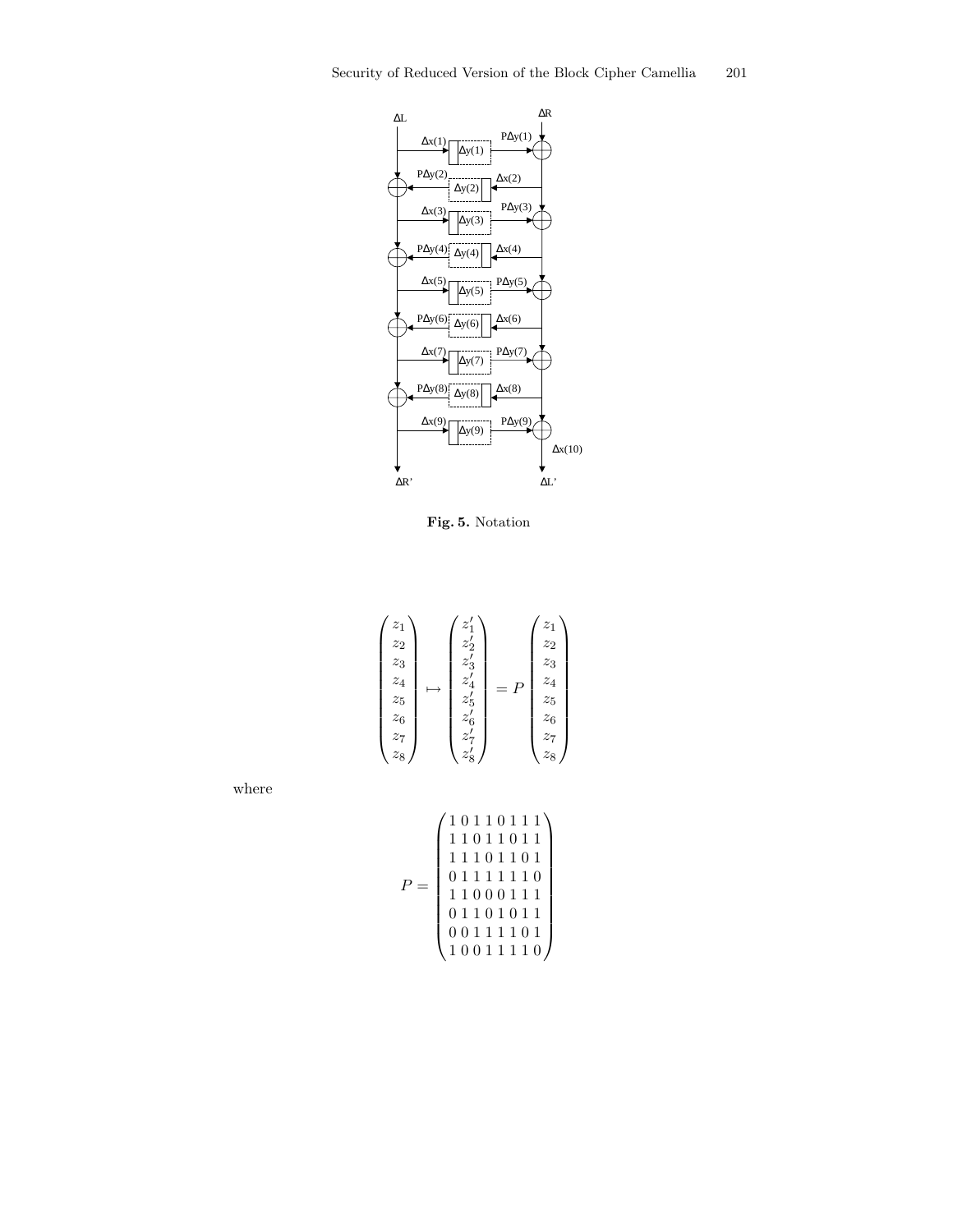Fig. 5. Notation

$$
\begin{pmatrix} z_1 \\ z_2 \\ z_3 \\ z_4 \\ z_5 \\ z_6 \\ z_7 \\ z_8 \end{pmatrix} \mapsto \begin{pmatrix} z_1' \\ z_2' \\ z_3' \\ z_4' \\ z_5' \\ z_6' \\ z_7' \\ z_8' \end{pmatrix} = P \begin{pmatrix} z_1 \\ z_2 \\ z_3 \\ z_4 \\ z_5 \\ z_6 \\ z_7 \\ z_8 \end{pmatrix}
$$

where

$$
P = \begin{pmatrix}
1 & 0 & 1 & 1 & 0 & 1 & 1 & 1 \\
1 & 1 & 0 & 1 & 1 & 0 & 1 & 1 \\
1 & 1 & 1 & 0 & 1 & 1 & 0 & 1 \\
0 & 1 & 1 & 1 & 1 & 1 & 1 & 0 \\
1 & 1 & 0 & 0 & 0 & 1 & 1 & 1 \\
0 & 1 & 1 & 0 & 1 & 0 & 1 & 1 \\
0 & 0 & 1 & 1 & 1 & 1 & 0 & 1 \\
1 & 0 & 0 & 1 & 1 & 1 & 1 & 0
\end{pmatrix}
$$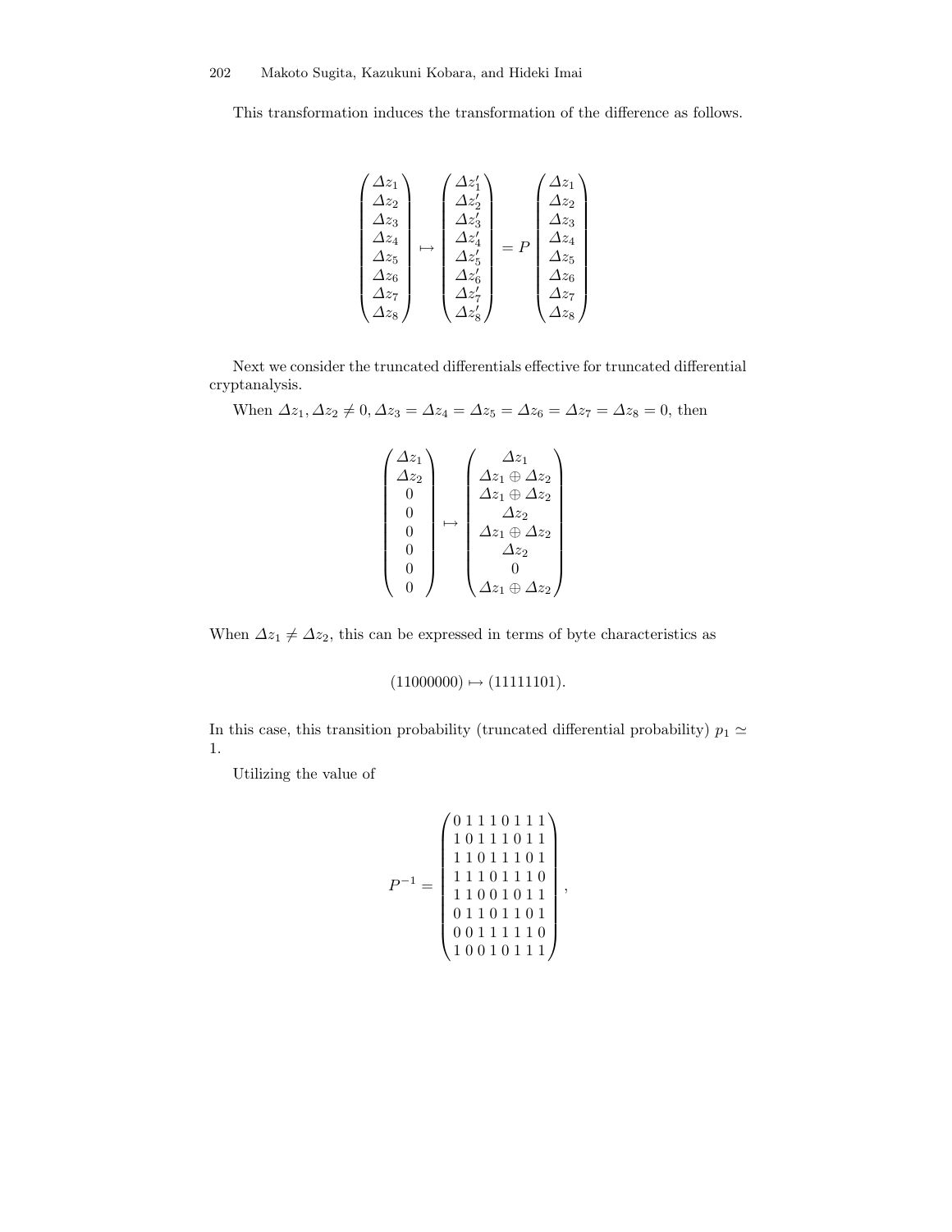This transformation induces the transformation of the difference as follows.

$$
\begin{pmatrix} \Delta z_1 \\ \Delta z_2 \\ \Delta z_3 \\ \Delta z_4 \\ \Delta z_5 \\ \Delta z_6 \\ \Delta z_7 \\ \Delta z_8 \end{pmatrix} \mapsto \begin{pmatrix} \Delta z_1' \\ \Delta z_2' \\ \Delta z_3' \\ \Delta z_4' \\ \Delta z_5' \\ \Delta z_6' \\ \Delta z_7' \\ \Delta z_8' \end{pmatrix} = P \begin{pmatrix} \Delta z_1 \\ \Delta z_2 \\ \Delta z_3 \\ \Delta z_4 \\ \Delta z_5 \\ \Delta z_6 \\ \Delta z_7 \\ \Delta z_8 \end{pmatrix}
$$

Next we consider the truncated differentials effective for truncated differential cryptanalysis.

When $\Delta z_1, \Delta z_2 \neq 0, \Delta z_3 = \Delta z_4 = \Delta z_5 = \Delta z_6 = \Delta z_7 = \Delta z_8 = 0$, then

$$
\begin{pmatrix} \Delta z_1 \\ \Delta z_2 \\ 0 \\ 0 \\ 0 \\ 0 \\ 0 \\ 0 \end{pmatrix} \mapsto \begin{pmatrix} \Delta z_1 \\ \Delta z_1 \oplus \Delta z_2 \\ \Delta z_1 \oplus \Delta z_2 \\ \Delta z_2 \\ \Delta z_1 \oplus \Delta z_2 \\ \Delta z_2 \\ 0 \\ \Delta z_1 \oplus \Delta z_2 \end{pmatrix}
$$

When $\Delta z_1 \neq \Delta z_2$, this can be expressed in terms of byte characteristics as

$$
(11000000) \mapsto (11111101).
$$

In this case, this transition probability (truncated differential probability) $p_1 \simeq 1$.

Utilizing the value of

$$
P^{-1} = \begin{pmatrix} 0\,1\,1\,1\,0\,1\,1\,1 \\ 1\,0\,1\,1\,1\,0\,1\,1 \\ 1\,1\,0\,1\,1\,1\,0\,1 \\ 1\,1\,1\,0\,1\,1\,1\,0 \\ 1\,1\,0\,0\,1\,0\,1\,1 \\ 0\,1\,1\,0\,1\,1\,0\,1 \\ 0\,0\,1\,1\,1\,1\,1\,0 \\ 1\,0\,0\,1\,0\,1\,1\,1 \end{pmatrix},
$$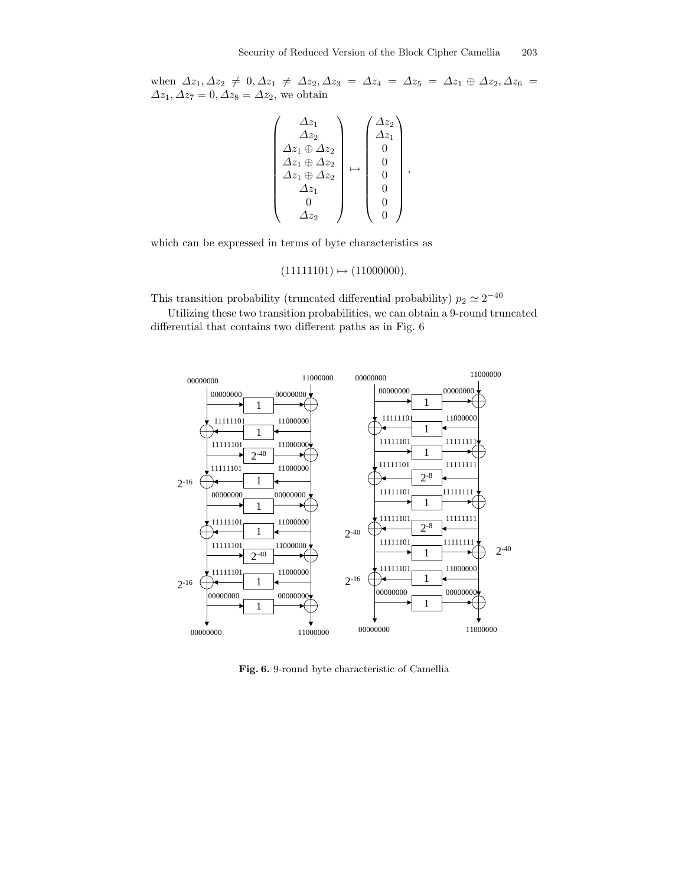when $\Delta z_1, \Delta z_2 \neq 0, \Delta z_1 \neq \Delta z_2, \Delta z_3 = \Delta z_4 = \Delta z_5 = \Delta z_1 \oplus \Delta z_2, \Delta z_6 = \Delta z_1, \Delta z_7 = 0, \Delta z_8 = \Delta z_2$, we obtain

$$\begin{pmatrix} \Delta z_1 \\ \Delta z_2 \\ \Delta z_1 \oplus \Delta z_2 \\ \Delta z_1 \oplus \Delta z_2 \\ \Delta z_1 \oplus \Delta z_2 \\ \Delta z_1 \\ 0 \\ \Delta z_2 \end{pmatrix} \mapsto \begin{pmatrix} \Delta z_2 \\ \Delta z_1 \\ 0 \\ 0 \\ 0 \\ 0 \\ 0 \\ 0 \end{pmatrix},$$

which can be expressed in terms of byte characteristics as

$$(11111101) \mapsto (11000000).$$

This transition probability (truncated differential probability) $p_2 \simeq 2^{-40}$

Utilizing these two transition probabilities, we can obtain a 9-round truncated differential that contains two different paths as in Fig. 6

**Fig. 6.** 9-round byte characteristic of Camellia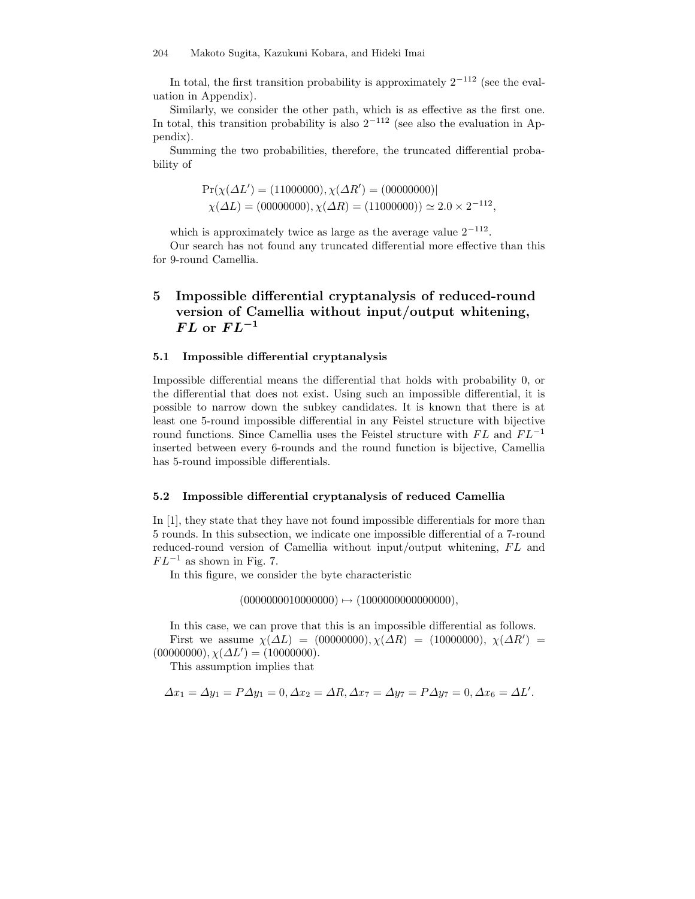In total, the first transition probability is approximately $2^{-112}$ (see the evaluation in Appendix).

Similarly, we consider the other path, which is as effective as the first one. In total, this transition probability is also $2^{-112}$ (see also the evaluation in Appendix).

Summing the two probabilities, therefore, the truncated differential probability of

$$\Pr(\chi(\Delta L') = (11000000), \chi(\Delta R') = (00000000)| \\ \chi(\Delta L) = (00000000), \chi(\Delta R) = (11000000)) \simeq 2.0 \times 2^{-112},$$

which is approximately twice as large as the average value $2^{-112}$.

Our search has not found any truncated differential more effective than this for 9-round Camellia.

## 5 Impossible differential cryptanalysis of reduced-round version of Camellia without input/output whitening, $FL$ or $FL^{-1}$

### 5.1 Impossible differential cryptanalysis

Impossible differential means the differential that holds with probability 0, or the differential that does not exist. Using such an impossible differential, it is possible to narrow down the subkey candidates. It is known that there is at least one 5-round impossible differential in any Feistel structure with bijective round functions. Since Camellia uses the Feistel structure with $FL$ and $FL^{-1}$ inserted between every 6-rounds and the round function is bijective, Camellia has 5-round impossible differentials.

### 5.2 Impossible differential cryptanalysis of reduced Camellia

In [1], they state that they have not found impossible differentials for more than 5 rounds. In this subsection, we indicate one impossible differential of a 7-round reduced-round version of Camellia without input/output whitening, $FL$ and $FL^{-1}$ as shown in Fig. 7.

In this figure, we consider the byte characteristic

$$(0000000010000000) \mapsto (1000000000000000),$$

In this case, we can prove that this is an impossible differential as follows.

First we assume $\chi(\Delta L) = (00000000), \chi(\Delta R) = (10000000)$, $\chi(\Delta R') = (00000000), \chi(\Delta L') = (10000000)$.

This assumption implies that

$$\Delta x_1 = \Delta y_1 = P\Delta y_1 = 0, \Delta x_2 = \Delta R, \Delta x_7 = \Delta y_7 = P\Delta y_7 = 0, \Delta x_6 = \Delta L'.$$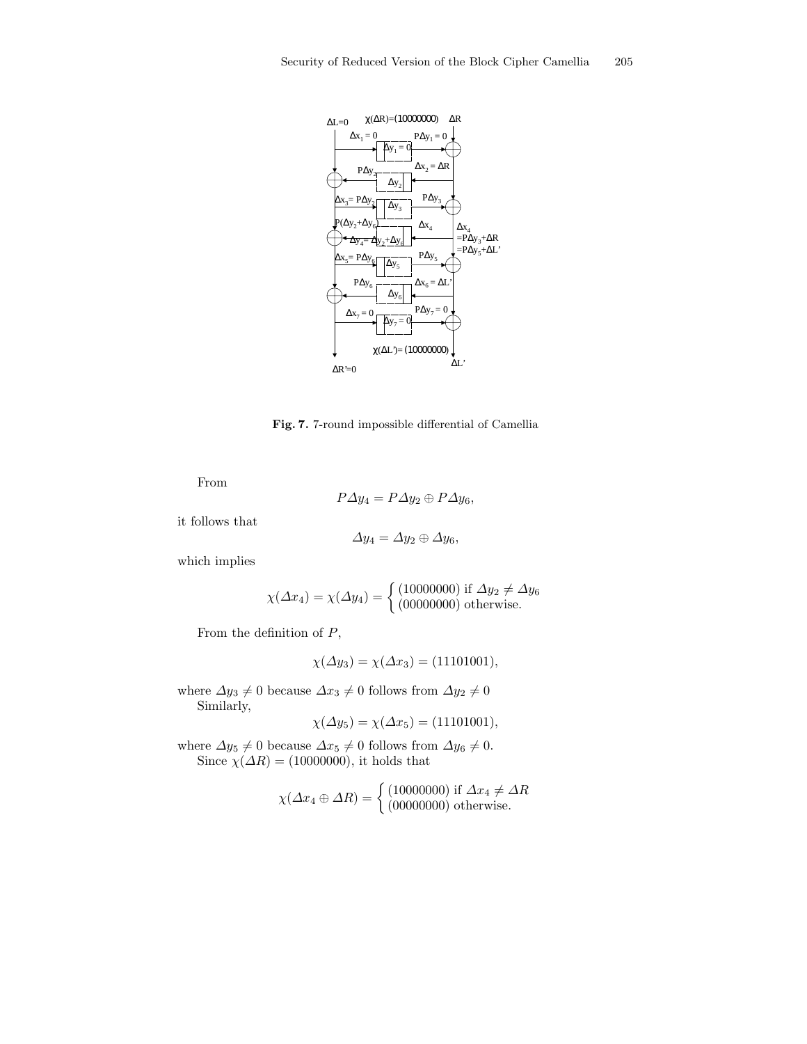**Fig. 7.** 7-round impossible differential of Camellia

From

$$P\Delta y_4 = P\Delta y_2 \oplus P\Delta y_6,$$

it follows that

$$\Delta y_4 = \Delta y_2 \oplus \Delta y_6,$$

which implies

$$\chi(\Delta x_4) = \chi(\Delta y_4) = \begin{cases} (10000000) \text{ if } \Delta y_2 \neq \Delta y_6 \\ (00000000) \text{ otherwise.} \end{cases}$$

From the definition of $P$,

$$\chi(\Delta y_3) = \chi(\Delta x_3) = (11101001),$$

where $\Delta y_3 \neq 0$ because $\Delta x_3 \neq 0$ follows from $\Delta y_2 \neq 0$

Similarly,

$$\chi(\Delta y_5) = \chi(\Delta x_5) = (11101001),$$

where $\Delta y_5 \neq 0$ because $\Delta x_5 \neq 0$ follows from $\Delta y_6 \neq 0$.

Since $\chi(\Delta R) = (10000000)$, it holds that

$$\chi(\Delta x_4 \oplus \Delta R) = \begin{cases} (10000000) \text{ if } \Delta x_4 \neq \Delta R \\ (00000000) \text{ otherwise.} \end{cases}$$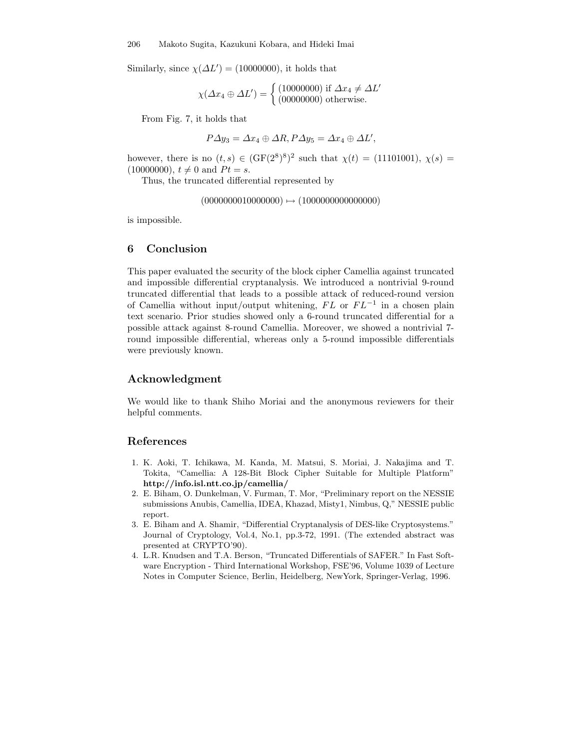Similarly, since $\chi(\Delta L') = (10000000)$, it holds that

$$\chi(\Delta x_4 \oplus \Delta L') = \begin{cases} (10000000) \text{ if } \Delta x_4 \neq \Delta L' \\ (00000000) \text{ otherwise.} \end{cases}$$

From Fig. 7, it holds that

$$P\Delta y_3 = \Delta x_4 \oplus \Delta R, P\Delta y_5 = \Delta x_4 \oplus \Delta L',$$

however, there is no $(t, s) \in (\mathrm{GF}(2^8)^8)^2$ such that $\chi(t) = (11101001)$, $\chi(s) = (10000000)$, $t \neq 0$ and $Pt = s$.

Thus, the truncated differential represented by

$$(0000000010000000) \mapsto (1000000000000000)$$

is impossible.

## 6 Conclusion

This paper evaluated the security of the block cipher Camellia against truncated and impossible differential cryptanalysis. We introduced a nontrivial 9-round truncated differential that leads to a possible attack of reduced-round version of Camellia without input/output whitening, $FL$ or $FL^{-1}$ in a chosen plain text scenario. Prior studies showed only a 6-round truncated differential for a possible attack against 8-round Camellia. Moreover, we showed a nontrivial 7-round impossible differential, whereas only a 5-round impossible differentials were previously known.

## Acknowledgment

We would like to thank Shiho Moriai and the anonymous reviewers for their helpful comments.

## References

1. K. Aoki, T. Ichikawa, M. Kanda, M. Matsui, S. Moriai, J. Nakajima and T. Tokita, "Camellia: A 128-Bit Block Cipher Suitable for Multiple Platform" **http://info.isl.ntt.co.jp/camellia/**
2. E. Biham, O. Dunkelman, V. Furman, T. Mor, "Preliminary report on the NESSIE submissions Anubis, Camellia, IDEA, Khazad, Misty1, Nimbus, Q," NESSIE public report.
3. E. Biham and A. Shamir, "Differential Cryptanalysis of DES-like Cryptosystems." Journal of Cryptology, Vol.4, No.1, pp.3-72, 1991. (The extended abstract was presented at CRYPTO'90).
4. L.R. Knudsen and T.A. Berson, "Truncated Differentials of SAFER." In Fast Software Encryption - Third International Workshop, FSE'96, Volume 1039 of Lecture Notes in Computer Science, Berlin, Heidelberg, NewYork, Springer-Verlag, 1996.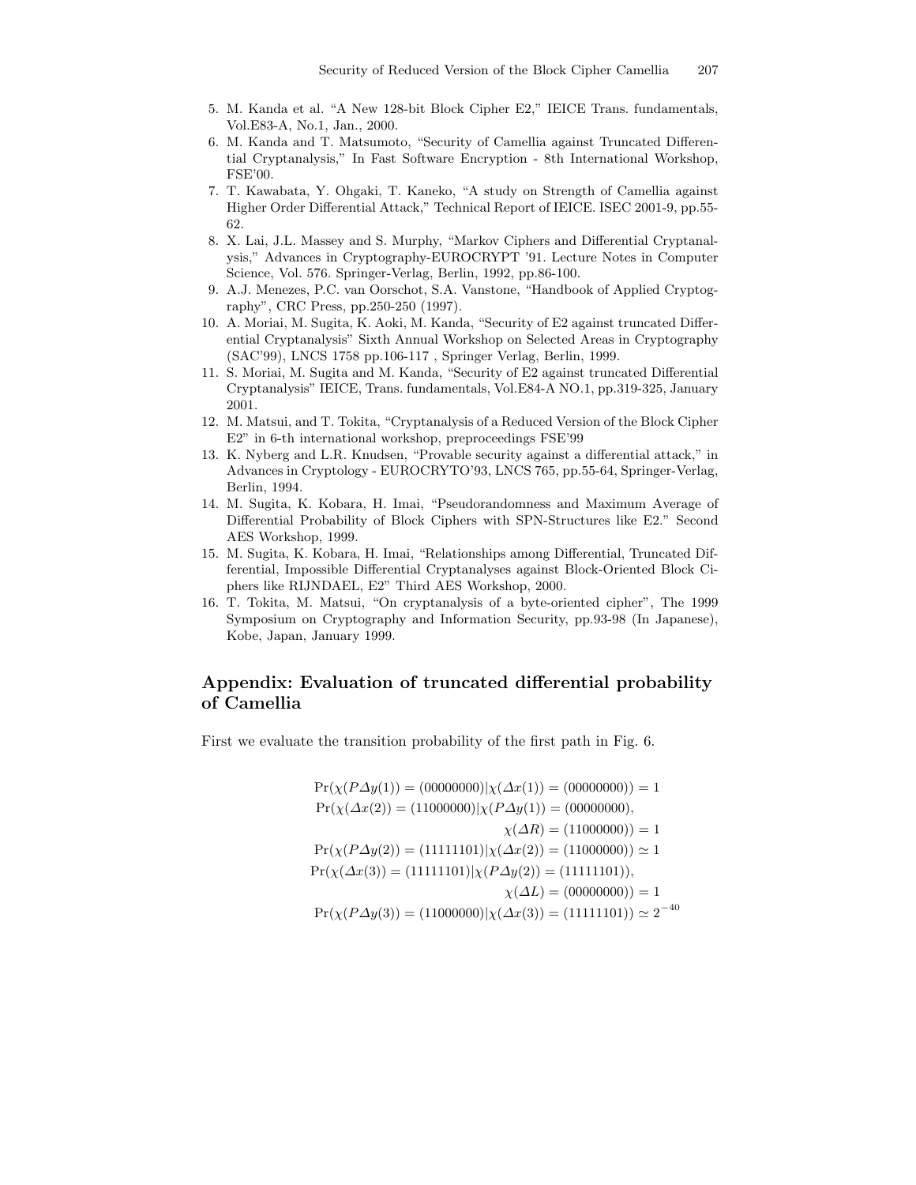5. M. Kanda et al. "A New 128-bit Block Cipher E2," IEICE Trans. fundamentals, Vol.E83-A, No.1, Jan., 2000.
6. M. Kanda and T. Matsumoto, "Security of Camellia against Truncated Differential Cryptanalysis," In Fast Software Encryption - 8th International Workshop, FSE'00.
7. T. Kawabata, Y. Ohgaki, T. Kaneko, "A study on Strength of Camellia against Higher Order Differential Attack," Technical Report of IEICE. ISEC 2001-9, pp.55-62.
8. X. Lai, J.L. Massey and S. Murphy, "Markov Ciphers and Differential Cryptanalysis," Advances in Cryptography-EUROCRYPT '91. Lecture Notes in Computer Science, Vol. 576. Springer-Verlag, Berlin, 1992, pp.86-100.
9. A.J. Menezes, P.C. van Oorschot, S.A. Vanstone, "Handbook of Applied Cryptography", CRC Press, pp.250-250 (1997).
10. A. Moriai, M. Sugita, K. Aoki, M. Kanda, "Security of E2 against truncated Differential Cryptanalysis" Sixth Annual Workshop on Selected Areas in Cryptography (SAC'99), LNCS 1758 pp.106-117 , Springer Verlag, Berlin, 1999.
11. S. Moriai, M. Sugita and M. Kanda, "Security of E2 against truncated Differential Cryptanalysis" IEICE, Trans. fundamentals, Vol.E84-A NO.1, pp.319-325, January 2001.
12. M. Matsui, and T. Tokita, "Cryptanalysis of a Reduced Version of the Block Cipher E2" in 6-th international workshop, preproceedings FSE'99
13. K. Nyberg and L.R. Knudsen, "Provable security against a differential attack," in Advances in Cryptology - EUROCRYTO'93, LNCS 765, pp.55-64, Springer-Verlag, Berlin, 1994.
14. M. Sugita, K. Kobara, H. Imai, "Pseudorandomness and Maximum Average of Differential Probability of Block Ciphers with SPN-Structures like E2." Second AES Workshop, 1999.
15. M. Sugita, K. Kobara, H. Imai, "Relationships among Differential, Truncated Differential, Impossible Differential Cryptanalyses against Block-Oriented Block Ciphers like RIJNDAEL, E2" Third AES Workshop, 2000.
16. T. Tokita, M. Matsui, "On cryptanalysis of a byte-oriented cipher", The 1999 Symposium on Cryptography and Information Security, pp.93-98 (In Japanese), Kobe, Japan, January 1999.

## Appendix: Evaluation of truncated differential probability of Camellia

First we evaluate the transition probability of the first path in Fig. 6.

$$
\begin{aligned}
\Pr(\chi(P\Delta y(1)) = (00000000)|\chi(\Delta x(1)) = (00000000)) &= 1 \\
\Pr(\chi(\Delta x(2)) = (11000000)|\chi(P\Delta y(1)) = (00000000), & \\
\chi(\Delta R) = (11000000)) &= 1 \\
\Pr(\chi(P\Delta y(2)) = (11111101)|\chi(\Delta x(2)) = (11000000)) &\simeq 1 \\
\Pr(\chi(\Delta x(3)) = (11111101)|\chi(P\Delta y(2)) = (11111101)), & \\
\chi(\Delta L) = (00000000)) &= 1 \\
\Pr(\chi(P\Delta y(3)) = (11000000)|\chi(\Delta x(3)) = (11111101)) &\simeq 2^{-40}
\end{aligned}
$$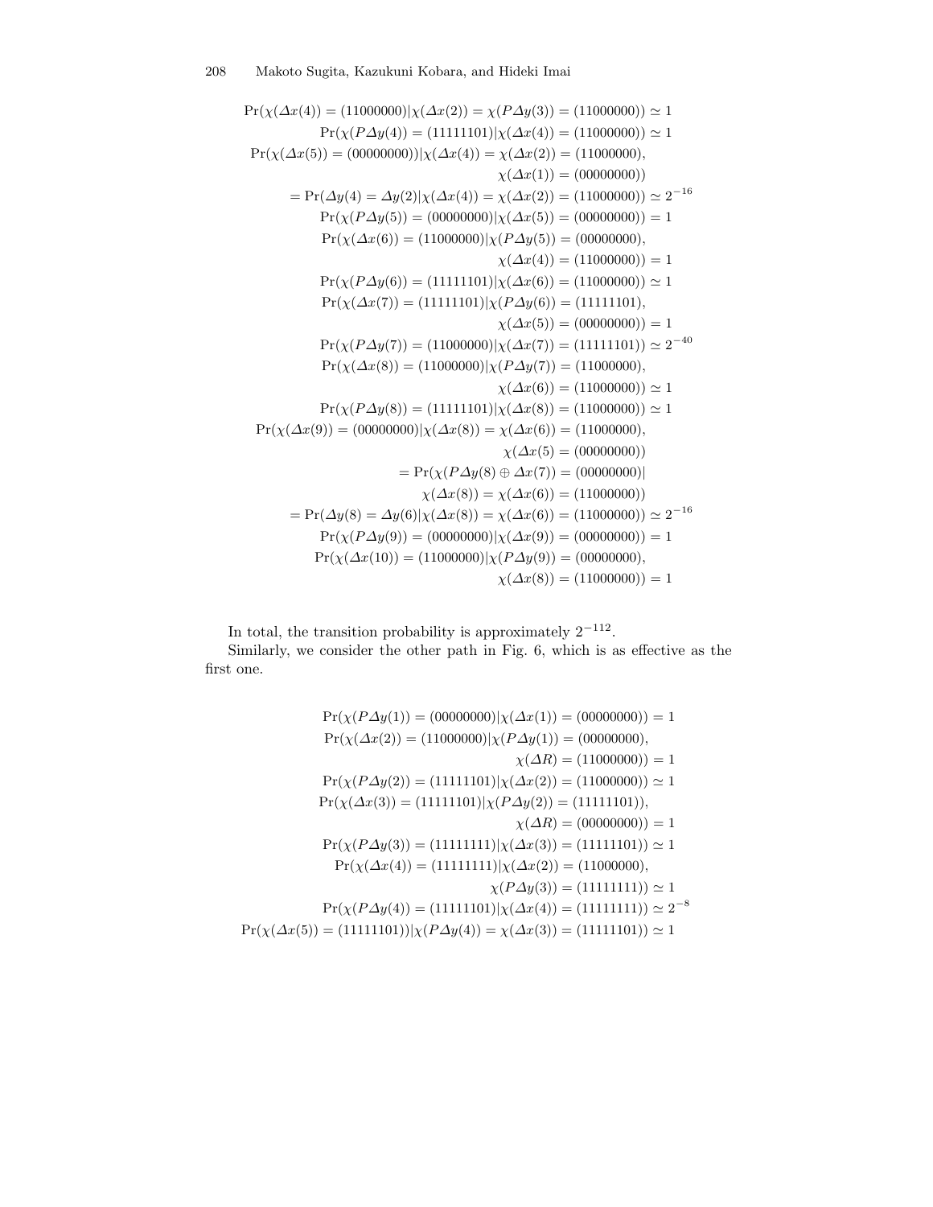$$\Pr(\chi(\Delta x(4)) = (11000000)|\chi(\Delta x(2)) = \chi(P\Delta y(3)) = (11000000)) \simeq 1$$

$$\Pr(\chi(P\Delta y(4)) = (11111101)|\chi(\Delta x(4)) = (11000000)) \simeq 1$$

$$\begin{aligned}\Pr(\chi(\Delta x(5)) = (00000000))|\chi(\Delta x(4)) = \chi(\Delta x(2)) = (11000000),\\ \chi(\Delta x(1)) = (00000000))\\ = \Pr(\Delta y(4) = \Delta y(2)|\chi(\Delta x(4)) = \chi(\Delta x(2)) = (11000000)) \simeq 2^{-16}\end{aligned}$$

$$\Pr(\chi(P\Delta y(5)) = (00000000)|\chi(\Delta x(5)) = (00000000)) = 1$$

$$\begin{aligned}\Pr(\chi(\Delta x(6)) = (11000000)|\chi(P\Delta y(5)) = (00000000),\\ \chi(\Delta x(4)) = (11000000)) = 1\end{aligned}$$

$$\Pr(\chi(P\Delta y(6)) = (11111101)|\chi(\Delta x(6)) = (11000000)) \simeq 1$$

$$\begin{aligned}\Pr(\chi(\Delta x(7)) = (11111101)|\chi(P\Delta y(6)) = (11111101),\\ \chi(\Delta x(5)) = (00000000)) = 1\end{aligned}$$

$$\Pr(\chi(P\Delta y(7)) = (11000000)|\chi(\Delta x(7)) = (11111101)) \simeq 2^{-40}$$

$$\begin{aligned}\Pr(\chi(\Delta x(8)) = (11000000)|\chi(P\Delta y(7)) = (11000000),\\ \chi(\Delta x(6)) = (11000000)) \simeq 1\end{aligned}$$

$$\Pr(\chi(P\Delta y(8)) = (11111101)|\chi(\Delta x(8)) = (11000000)) \simeq 1$$

$$\begin{aligned}\Pr(\chi(\Delta x(9)) = (00000000)|\chi(\Delta x(8)) = \chi(\Delta x(6)) = (11000000),\\ \chi(\Delta x(5) = (00000000))\\ = \Pr(\chi(P\Delta y(8) \oplus \Delta x(7)) = (00000000)|\\ \chi(\Delta x(8)) = \chi(\Delta x(6)) = (11000000))\\ = \Pr(\Delta y(8) = \Delta y(6)|\chi(\Delta x(8)) = \chi(\Delta x(6)) = (11000000)) \simeq 2^{-16}\end{aligned}$$

$$\Pr(\chi(P\Delta y(9)) = (00000000)|\chi(\Delta x(9)) = (00000000)) = 1$$

$$\begin{aligned}\Pr(\chi(\Delta x(10)) = (11000000)|\chi(P\Delta y(9)) = (00000000),\\ \chi(\Delta x(8)) = (11000000)) = 1\end{aligned}$$

In total, the transition probability is approximately $2^{-112}$.

Similarly, we consider the other path in Fig. 6, which is as effective as the first one.

$$\Pr(\chi(P\Delta y(1)) = (00000000)|\chi(\Delta x(1)) = (00000000)) = 1$$

$$\begin{aligned}\Pr(\chi(\Delta x(2)) = (11000000)|\chi(P\Delta y(1)) = (00000000),\\ \chi(\Delta R) = (11000000)) = 1\end{aligned}$$

$$\Pr(\chi(P\Delta y(2)) = (11111101)|\chi(\Delta x(2)) = (11000000)) \simeq 1$$

$$\begin{aligned}\Pr(\chi(\Delta x(3)) = (11111101)|\chi(P\Delta y(2)) = (11111101)),\\ \chi(\Delta R) = (00000000)) = 1\end{aligned}$$

$$\Pr(\chi(P\Delta y(3)) = (11111111)|\chi(\Delta x(3)) = (11111101)) \simeq 1$$

$$\begin{aligned}\Pr(\chi(\Delta x(4)) = (11111111)|\chi(\Delta x(2)) = (11000000),\\ \chi(P\Delta y(3)) = (11111111)) \simeq 1\end{aligned}$$

$$\Pr(\chi(P\Delta y(4)) = (11111101)|\chi(\Delta x(4)) = (11111111)) \simeq 2^{-8}$$

$$\Pr(\chi(\Delta x(5)) = (11111101))|\chi(P\Delta y(4)) = \chi(\Delta x(3)) = (11111101)) \simeq 1$$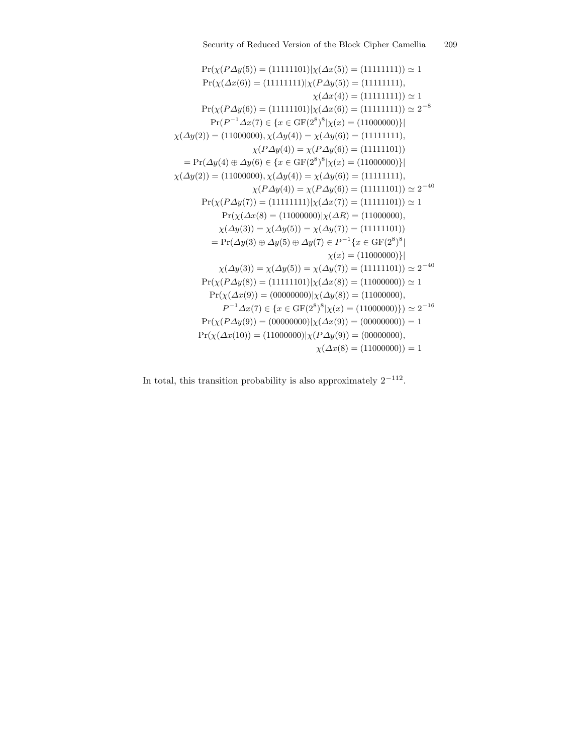$$\Pr(\chi(P\Delta y(5)) = (11111101)|\chi(\Delta x(5)) = (11111111)) \simeq 1$$

$$\Pr(\chi(\Delta x(6)) = (11111111)|\chi(P\Delta y(5)) = (11111111), \chi(\Delta x(4)) = (11111111)) \simeq 1$$

$$\Pr(\chi(P\Delta y(6)) = (11111101)|\chi(\Delta x(6)) = (11111111)) \simeq 2^{-8}$$

$$\begin{aligned}
&\Pr(P^{-1}\Delta x(7) \in \{x \in \mathrm{GF}(2^8)^8|\chi(x) = (11000000)\}| \\
&\quad \chi(\Delta y(2)) = (11000000), \chi(\Delta y(4)) = \chi(\Delta y(6)) = (11111111), \\
&\quad \chi(P\Delta y(4)) = \chi(P\Delta y(6)) = (11111101)) \\
&= \Pr(\Delta y(4) \oplus \Delta y(6) \in \{x \in \mathrm{GF}(2^8)^8|\chi(x) = (11000000)\}| \\
&\quad \chi(\Delta y(2)) = (11000000), \chi(\Delta y(4)) = \chi(\Delta y(6)) = (11111111), \\
&\quad \chi(P\Delta y(4)) = \chi(P\Delta y(6)) = (11111101)) \simeq 2^{-40}
\end{aligned}$$

$$\Pr(\chi(P\Delta y(7)) = (11111111)|\chi(\Delta x(7)) = (11111101)) \simeq 1$$

$$\begin{aligned}
&\Pr(\chi(\Delta x(8) = (11000000)|\chi(\Delta R) = (11000000), \\
&\quad \chi(\Delta y(3)) = \chi(\Delta y(5)) = \chi(\Delta y(7)) = (11111101)) \\
&= \Pr(\Delta y(3) \oplus \Delta y(5) \oplus \Delta y(7) \in P^{-1}\{x \in \mathrm{GF}(2^8)^8| \\
&\quad \chi(x) = (11000000)\}| \\
&\quad \chi(\Delta y(3)) = \chi(\Delta y(5)) = \chi(\Delta y(7)) = (11111101)) \simeq 2^{-40}
\end{aligned}$$

$$\Pr(\chi(P\Delta y(8)) = (11111101)|\chi(\Delta x(8)) = (11000000)) \simeq 1$$

$$\begin{aligned}
&\Pr(\chi(\Delta x(9)) = (00000000)|\chi(\Delta y(8)) = (11000000), \\
&\quad P^{-1}\Delta x(7) \in \{x \in \mathrm{GF}(2^8)^8|\chi(x) = (11000000)\}) \simeq 2^{-16}
\end{aligned}$$

$$\Pr(\chi(P\Delta y(9)) = (00000000)|\chi(\Delta x(9)) = (00000000)) = 1$$

$$\Pr(\chi(\Delta x(10)) = (11000000)|\chi(P\Delta y(9)) = (00000000), \chi(\Delta x(8) = (11000000)) = 1$$

In total, this transition probability is also approximately $2^{-112}$.